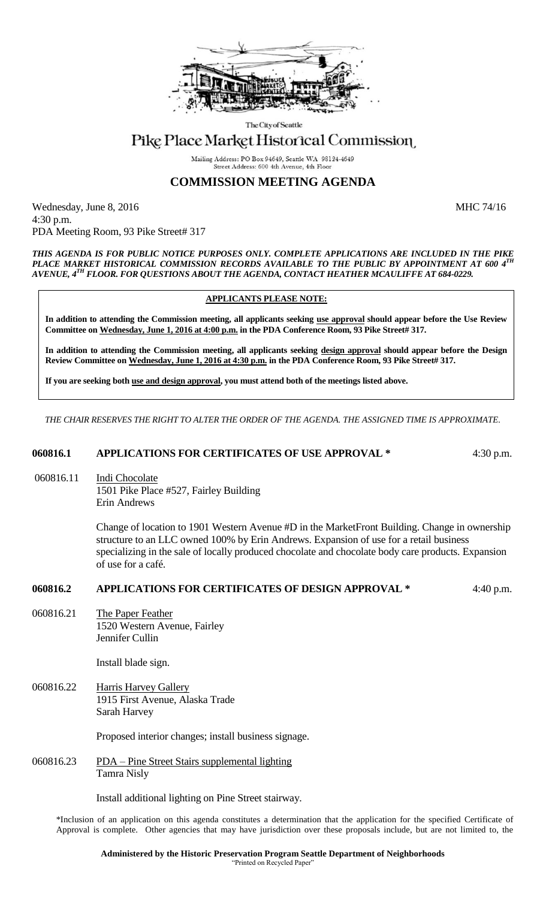The City of Seattle

# Pike Place Market Historical Commission

Mailing Address: PO Box 94649, Seattle WA 98124-4649
Street Address: 600 4th Avenue, 4th Floor

## COMMISSION MEETING AGENDA

Wednesday, June 8, 2016 MHC 74/16
4:30 p.m.
PDA Meeting Room, 93 Pike Street# 317

***THIS AGENDA IS FOR PUBLIC NOTICE PURPOSES ONLY. COMPLETE APPLICATIONS ARE INCLUDED IN THE PIKE PLACE MARKET HISTORICAL COMMISSION RECORDS AVAILABLE TO THE PUBLIC BY APPOINTMENT AT 600 4TH AVENUE, 4TH FLOOR. FOR QUESTIONS ABOUT THE AGENDA, CONTACT HEATHER MCAULIFFE AT 684-0229.***

**APPLICANTS PLEASE NOTE:**

**In addition to attending the Commission meeting, all applicants seeking use approval should appear before the Use Review Committee on Wednesday, June 1, 2016 at 4:00 p.m. in the PDA Conference Room, 93 Pike Street# 317.**

**In addition to attending the Commission meeting, all applicants seeking design approval should appear before the Design Review Committee on Wednesday, June 1, 2016 at 4:30 p.m. in the PDA Conference Room, 93 Pike Street# 317.**

**If you are seeking both use and design approval, you must attend both of the meetings listed above.**

*THE CHAIR RESERVES THE RIGHT TO ALTER THE ORDER OF THE AGENDA. THE ASSIGNED TIME IS APPROXIMATE.*

### 060816.1 APPLICATIONS FOR CERTIFICATES OF USE APPROVAL * 4:30 p.m.

060816.11 Indi Chocolate
1501 Pike Place #527, Fairley Building
Erin Andrews

Change of location to 1901 Western Avenue #D in the MarketFront Building. Change in ownership structure to an LLC owned 100% by Erin Andrews. Expansion of use for a retail business specializing in the sale of locally produced chocolate and chocolate body care products. Expansion of use for a café.

### 060816.2 APPLICATIONS FOR CERTIFICATES OF DESIGN APPROVAL * 4:40 p.m.

060816.21 The Paper Feather
1520 Western Avenue, Fairley
Jennifer Cullin

Install blade sign.

060816.22 Harris Harvey Gallery
1915 First Avenue, Alaska Trade
Sarah Harvey

Proposed interior changes; install business signage.

060816.23 PDA – Pine Street Stairs supplemental lighting
Tamra Nisly

Install additional lighting on Pine Street stairway.

*Inclusion of an application on this agenda constitutes a determination that the application for the specified Certificate of Approval is complete. Other agencies that may have jurisdiction over these proposals include, but are not limited to, the

**Administered by the Historic Preservation Program Seattle Department of Neighborhoods**
"Printed on Recycled Paper"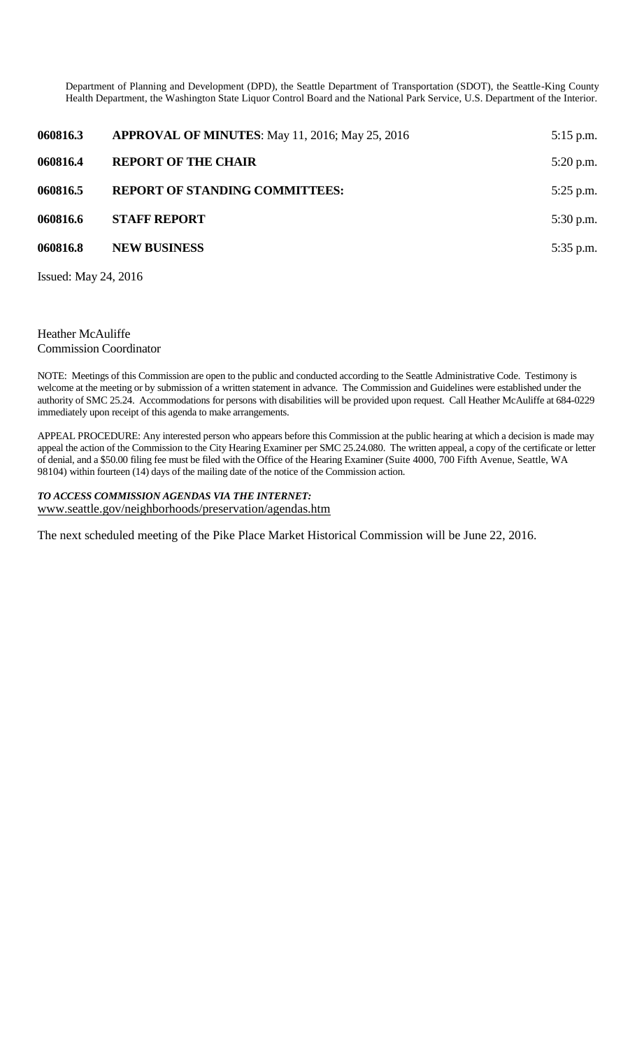Department of Planning and Development (DPD), the Seattle Department of Transportation (SDOT), the Seattle-King County Health Department, the Washington State Liquor Control Board and the National Park Service, U.S. Department of the Interior.

| | | |
|---|---|---|
| **060816.3** | **APPROVAL OF MINUTES**: May 11, 2016; May 25, 2016 | 5:15 p.m. |
| **060816.4** | **REPORT OF THE CHAIR** | 5:20 p.m. |
| **060816.5** | **REPORT OF STANDING COMMITTEES:** | 5:25 p.m. |
| **060816.6** | **STAFF REPORT** | 5:30 p.m. |
| **060816.8** | **NEW BUSINESS** | 5:35 p.m. |

Issued: May 24, 2016

Heather McAuliffe
Commission Coordinator

NOTE: Meetings of this Commission are open to the public and conducted according to the Seattle Administrative Code. Testimony is welcome at the meeting or by submission of a written statement in advance. The Commission and Guidelines were established under the authority of SMC 25.24. Accommodations for persons with disabilities will be provided upon request. Call Heather McAuliffe at 684-0229 immediately upon receipt of this agenda to make arrangements.

APPEAL PROCEDURE: Any interested person who appears before this Commission at the public hearing at which a decision is made may appeal the action of the Commission to the City Hearing Examiner per SMC 25.24.080. The written appeal, a copy of the certificate or letter of denial, and a $50.00 filing fee must be filed with the Office of the Hearing Examiner (Suite 4000, 700 Fifth Avenue, Seattle, WA 98104) within fourteen (14) days of the mailing date of the notice of the Commission action.

***TO ACCESS COMMISSION AGENDAS VIA THE INTERNET:***
www.seattle.gov/neighborhoods/preservation/agendas.htm

The next scheduled meeting of the Pike Place Market Historical Commission will be June 22, 2016.